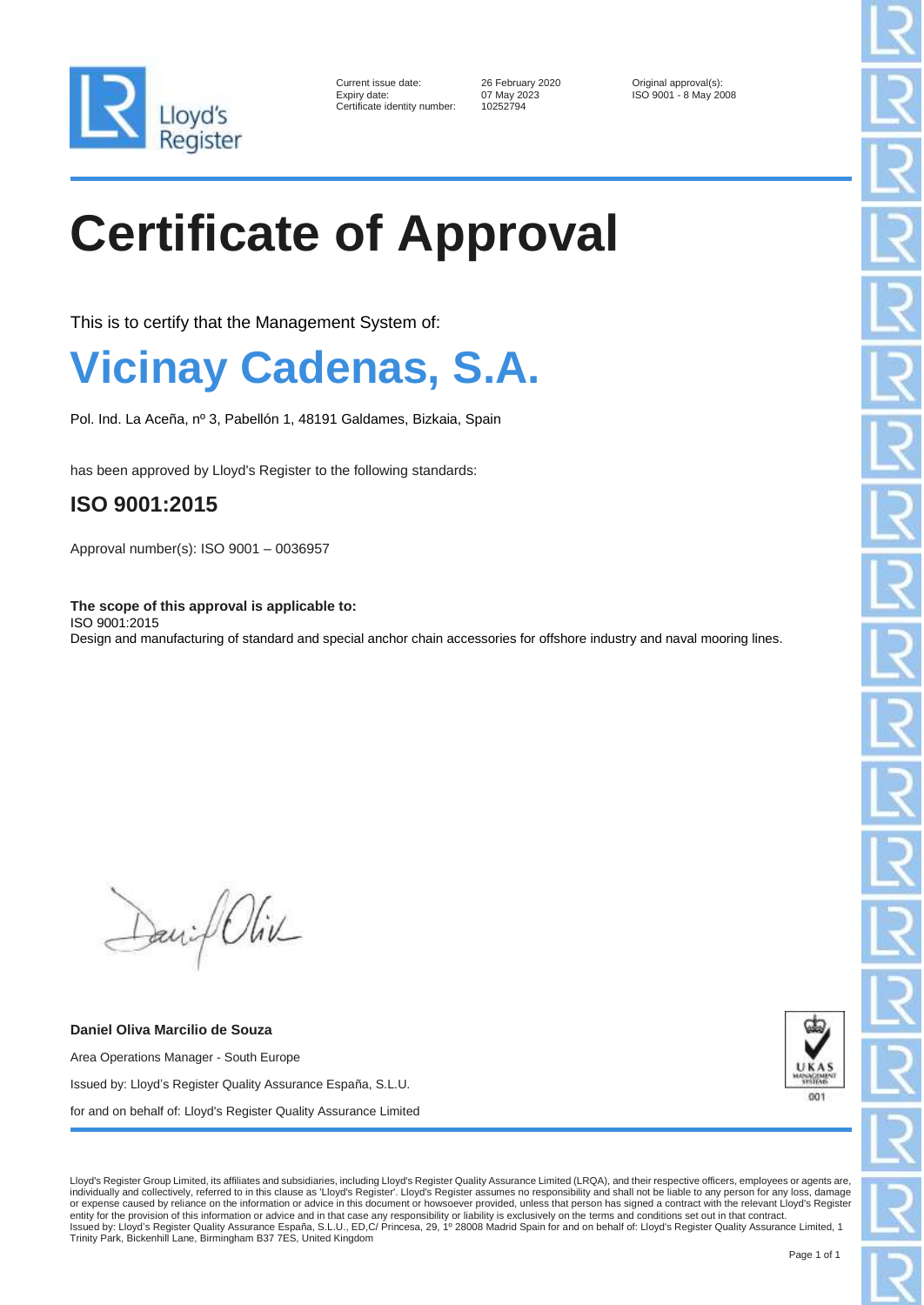Lloyd's Register

| | | |
|---|---|---|
| Current issue date: | 26 February 2020 | Original approval(s): |
| Expiry date: | 07 May 2023 | ISO 9001 - 8 May 2008 |
| Certificate identity number: | 10252794 | |

# Certificate of Approval

This is to certify that the Management System of:

## Vicinay Cadenas, S.A.

Pol. Ind. La Aceña, nº 3, Pabellón 1, 48191 Galdames, Bizkaia, Spain

has been approved by Lloyd's Register to the following standards:

### ISO 9001:2015

Approval number(s): ISO 9001 – 0036957

**The scope of this approval is applicable to:**
ISO 9001:2015
Design and manufacturing of standard and special anchor chain accessories for offshore industry and naval mooring lines.

**Daniel Oliva Marcilio de Souza**

Area Operations Manager - South Europe

Issued by: Lloyd's Register Quality Assurance España, S.L.U.

for and on behalf of: Lloyd's Register Quality Assurance Limited

UKAS MANAGEMENT SYSTEMS 001

Lloyd's Register Group Limited, its affiliates and subsidiaries, including Lloyd's Register Quality Assurance Limited (LRQA), and their respective officers, employees or agents are, individually and collectively, referred to in this clause as 'Lloyd's Register'. Lloyd's Register assumes no responsibility and shall not be liable to any person for any loss, damage or expense caused by reliance on the information or advice in this document or howsoever provided, unless that person has signed a contract with the relevant Lloyd's Register entity for the provision of this information or advice and in that case any responsibility or liability is exclusively on the terms and conditions set out in that contract.
Issued by: Lloyd's Register Quality Assurance España, S.L.U., ED,C/ Princesa, 29, 1º 28008 Madrid Spain for and on behalf of: Lloyd's Register Quality Assurance Limited, 1 Trinity Park, Bickenhill Lane, Birmingham B37 7ES, United Kingdom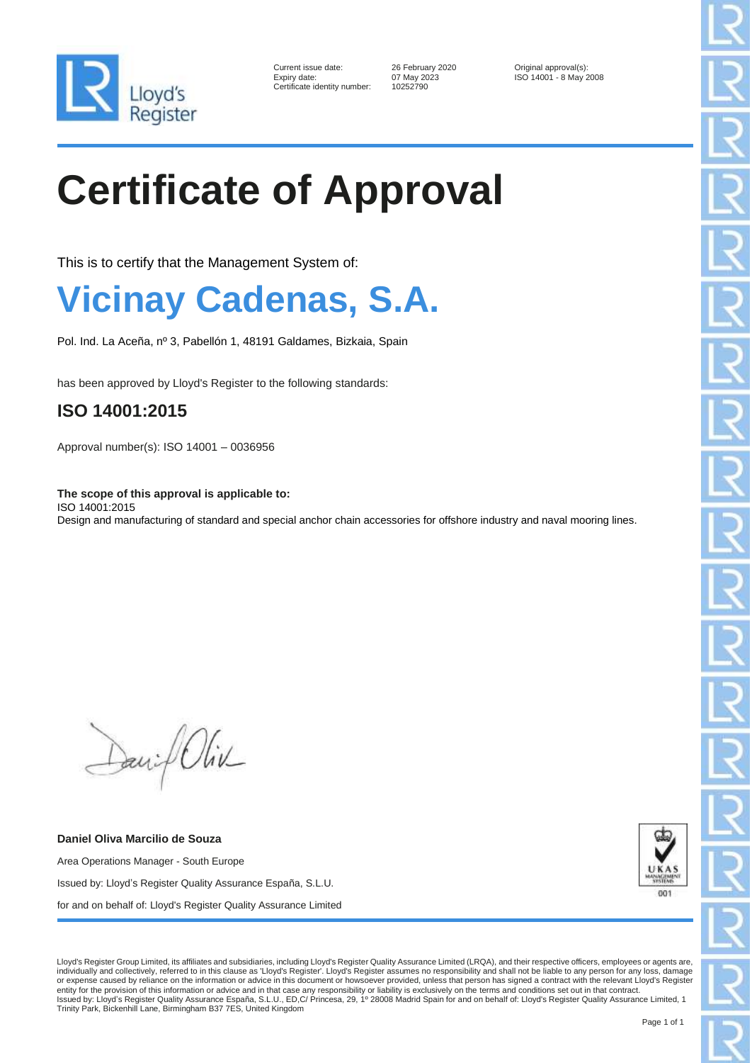Lloyd's Register

| | | |
|---|---|---|
| Current issue date: | 26 February 2020 | Original approval(s): |
| Expiry date: | 07 May 2023 | ISO 14001 - 8 May 2008 |
| Certificate identity number: | 10252790 | |

# Certificate of Approval

This is to certify that the Management System of:

# Vicinay Cadenas, S.A.

Pol. Ind. La Aceña, nº 3, Pabellón 1, 48191 Galdames, Bizkaia, Spain

has been approved by Lloyd's Register to the following standards:

## ISO 14001:2015

Approval number(s): ISO 14001 – 0036956

**The scope of this approval is applicable to:**
ISO 14001:2015
Design and manufacturing of standard and special anchor chain accessories for offshore industry and naval mooring lines.

**Daniel Oliva Marcilio de Souza**

Area Operations Manager - South Europe

Issued by: Lloyd's Register Quality Assurance España, S.L.U.

for and on behalf of: Lloyd's Register Quality Assurance Limited

UKAS MANAGEMENT SYSTEMS 001

Lloyd's Register Group Limited, its affiliates and subsidiaries, including Lloyd's Register Quality Assurance Limited (LRQA), and their respective officers, employees or agents are, individually and collectively, referred to in this clause as 'Lloyd's Register'. Lloyd's Register assumes no responsibility and shall not be liable to any person for any loss, damage or expense caused by reliance on the information or advice in this document or howsoever provided, unless that person has signed a contract with the relevant Lloyd's Register entity for the provision of this information or advice and in that case any responsibility or liability is exclusively on the terms and conditions set out in that contract.
Issued by: Lloyd's Register Quality Assurance España, S.L.U., ED,C/ Princesa, 29, 1º 28008 Madrid Spain for and on behalf of: Lloyd's Register Quality Assurance Limited, 1 Trinity Park, Bickenhill Lane, Birmingham B37 7ES, United Kingdom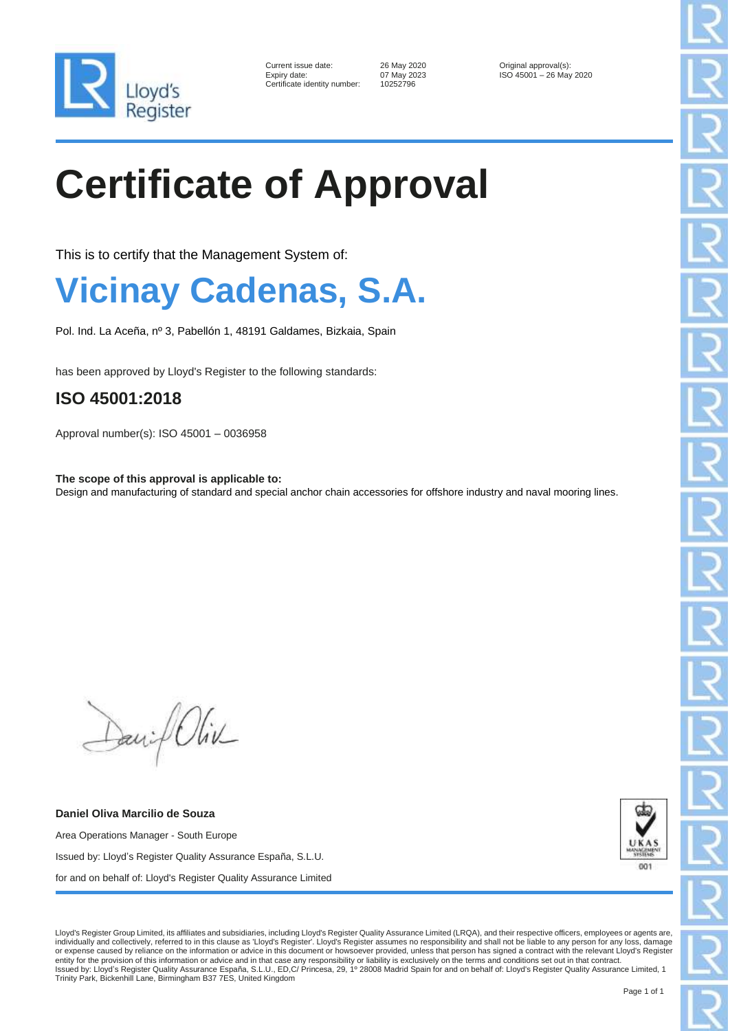Current issue date: 26 May 2020
Expiry date: 07 May 2023
Certificate identity number: 10252796

Original approval(s):
ISO 45001 – 26 May 2020

# Certificate of Approval

This is to certify that the Management System of:

## Vicinay Cadenas, S.A.

Pol. Ind. La Aceña, nº 3, Pabellón 1, 48191 Galdames, Bizkaia, Spain

has been approved by Lloyd's Register to the following standards:

### ISO 45001:2018

Approval number(s): ISO 45001 – 0036958

**The scope of this approval is applicable to:**
Design and manufacturing of standard and special anchor chain accessories for offshore industry and naval mooring lines.

**Daniel Oliva Marcilio de Souza**

Area Operations Manager - South Europe

Issued by: Lloyd's Register Quality Assurance España, S.L.U.

for and on behalf of: Lloyd's Register Quality Assurance Limited

UKAS MANAGEMENT SYSTEMS 001

Lloyd's Register Group Limited, its affiliates and subsidiaries, including Lloyd's Register Quality Assurance Limited (LRQA), and their respective officers, employees or agents are, individually and collectively, referred to in this clause as 'Lloyd's Register'. Lloyd's Register assumes no responsibility and shall not be liable to any person for any loss, damage or expense caused by reliance on the information or advice in this document or howsoever provided, unless that person has signed a contract with the relevant Lloyd's Register entity for the provision of this information or advice and in that case any responsibility or liability is exclusively on the terms and conditions set out in that contract.
Issued by: Lloyd's Register Quality Assurance España, S.L.U., ED,C/ Princesa, 29, 1º 28008 Madrid Spain for and on behalf of: Lloyd's Register Quality Assurance Limited, 1 Trinity Park, Bickenhill Lane, Birmingham B37 7ES, United Kingdom